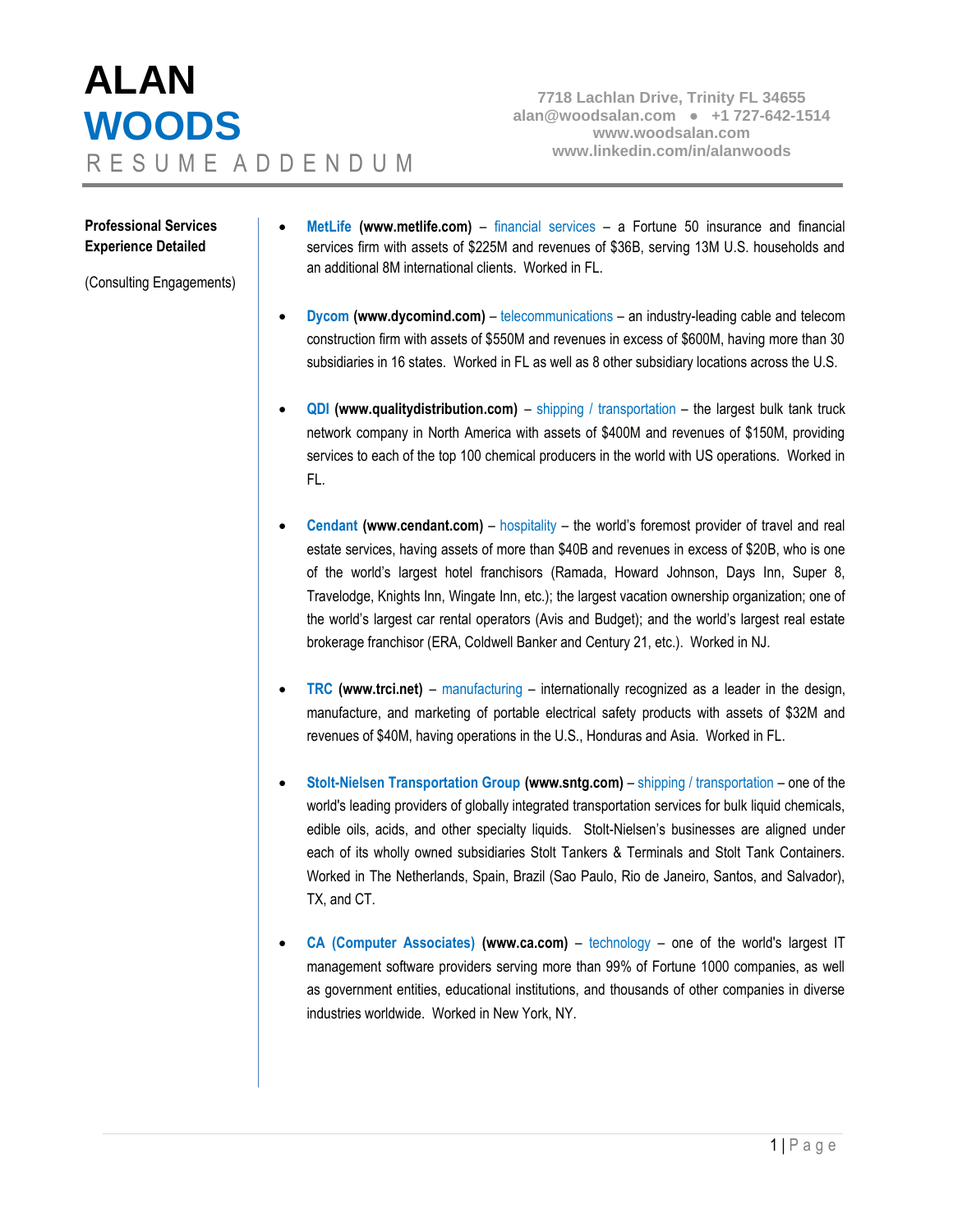# ALAN WOODS

RESUME ADDENDUM

7718 Lachlan Drive, Trinity FL 34655
alan@woodsalan.com ● +1 727-642-1514
www.woodsalan.com
www.linkedin.com/in/alanwoods

**Professional Services Experience Detailed**

(Consulting Engagements)

- **MetLife (www.metlife.com)** – financial services – a Fortune 50 insurance and financial services firm with assets of $225M and revenues of $36B, serving 13M U.S. households and an additional 8M international clients. Worked in FL.

- **Dycom (www.dycomind.com)** – telecommunications – an industry-leading cable and telecom construction firm with assets of $550M and revenues in excess of $600M, having more than 30 subsidiaries in 16 states. Worked in FL as well as 8 other subsidiary locations across the U.S.

- **QDI (www.qualitydistribution.com)** – shipping / transportation – the largest bulk tank truck network company in North America with assets of $400M and revenues of $150M, providing services to each of the top 100 chemical producers in the world with US operations. Worked in FL.

- **Cendant (www.cendant.com)** – hospitality – the world's foremost provider of travel and real estate services, having assets of more than $40B and revenues in excess of $20B, who is one of the world's largest hotel franchisors (Ramada, Howard Johnson, Days Inn, Super 8, Travelodge, Knights Inn, Wingate Inn, etc.); the largest vacation ownership organization; one of the world's largest car rental operators (Avis and Budget); and the world's largest real estate brokerage franchisor (ERA, Coldwell Banker and Century 21, etc.). Worked in NJ.

- **TRC (www.trci.net)** – manufacturing – internationally recognized as a leader in the design, manufacture, and marketing of portable electrical safety products with assets of $32M and revenues of $40M, having operations in the U.S., Honduras and Asia. Worked in FL.

- **Stolt-Nielsen Transportation Group (www.sntg.com)** – shipping / transportation – one of the world's leading providers of globally integrated transportation services for bulk liquid chemicals, edible oils, acids, and other specialty liquids. Stolt-Nielsen's businesses are aligned under each of its wholly owned subsidiaries Stolt Tankers & Terminals and Stolt Tank Containers. Worked in The Netherlands, Spain, Brazil (Sao Paulo, Rio de Janeiro, Santos, and Salvador), TX, and CT.

- **CA (Computer Associates) (www.ca.com)** – technology – one of the world's largest IT management software providers serving more than 99% of Fortune 1000 companies, as well as government entities, educational institutions, and thousands of other companies in diverse industries worldwide. Worked in New York, NY.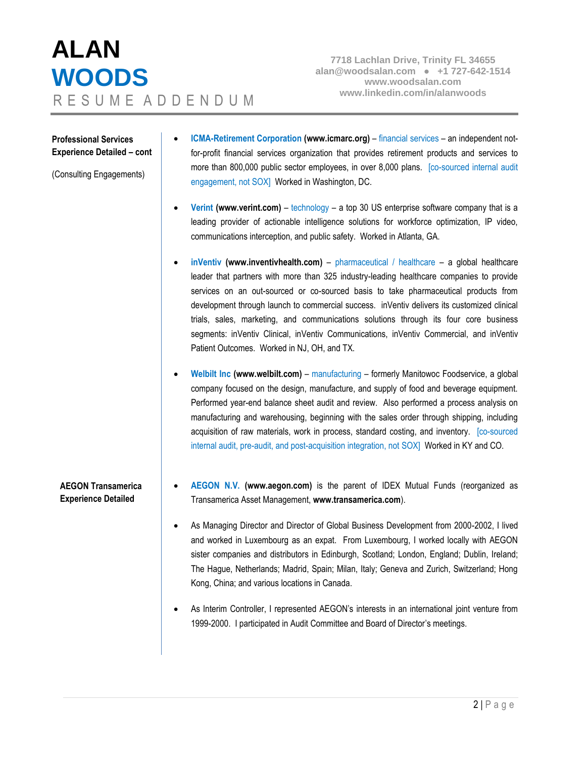# ALAN WOODS

RESUME ADDENDUM

7718 Lachlan Drive, Trinity FL 34655
alan@woodsalan.com ● +1 727-642-1514
www.woodsalan.com
www.linkedin.com/in/alanwoods

**Professional Services Experience Detailed – cont**

(Consulting Engagements)

- **ICMA-Retirement Corporation (www.icmarc.org)** – financial services – an independent not-for-profit financial services organization that provides retirement products and services to more than 800,000 public sector employees, in over 8,000 plans. [co-sourced internal audit engagement, not SOX] Worked in Washington, DC.

- **Verint (www.verint.com)** – technology – a top 30 US enterprise software company that is a leading provider of actionable intelligence solutions for workforce optimization, IP video, communications interception, and public safety. Worked in Atlanta, GA.

- **inVentiv (www.inventivhealth.com)** – pharmaceutical / healthcare – a global healthcare leader that partners with more than 325 industry-leading healthcare companies to provide services on an out-sourced or co-sourced basis to take pharmaceutical products from development through launch to commercial success. inVentiv delivers its customized clinical trials, sales, marketing, and communications solutions through its four core business segments: inVentiv Clinical, inVentiv Communications, inVentiv Commercial, and inVentiv Patient Outcomes. Worked in NJ, OH, and TX.

- **Welbilt Inc (www.welbilt.com)** – manufacturing – formerly Manitowoc Foodservice, a global company focused on the design, manufacture, and supply of food and beverage equipment. Performed year-end balance sheet audit and review. Also performed a process analysis on manufacturing and warehousing, beginning with the sales order through shipping, including acquisition of raw materials, work in process, standard costing, and inventory. [co-sourced internal audit, pre-audit, and post-acquisition integration, not SOX] Worked in KY and CO.

**AEGON Transamerica Experience Detailed**

- **AEGON N.V. (www.aegon.com)** is the parent of IDEX Mutual Funds (reorganized as Transamerica Asset Management, **www.transamerica.com**).

- As Managing Director and Director of Global Business Development from 2000-2002, I lived and worked in Luxembourg as an expat. From Luxembourg, I worked locally with AEGON sister companies and distributors in Edinburgh, Scotland; London, England; Dublin, Ireland; The Hague, Netherlands; Madrid, Spain; Milan, Italy; Geneva and Zurich, Switzerland; Hong Kong, China; and various locations in Canada.

- As Interim Controller, I represented AEGON's interests in an international joint venture from 1999-2000. I participated in Audit Committee and Board of Director's meetings.